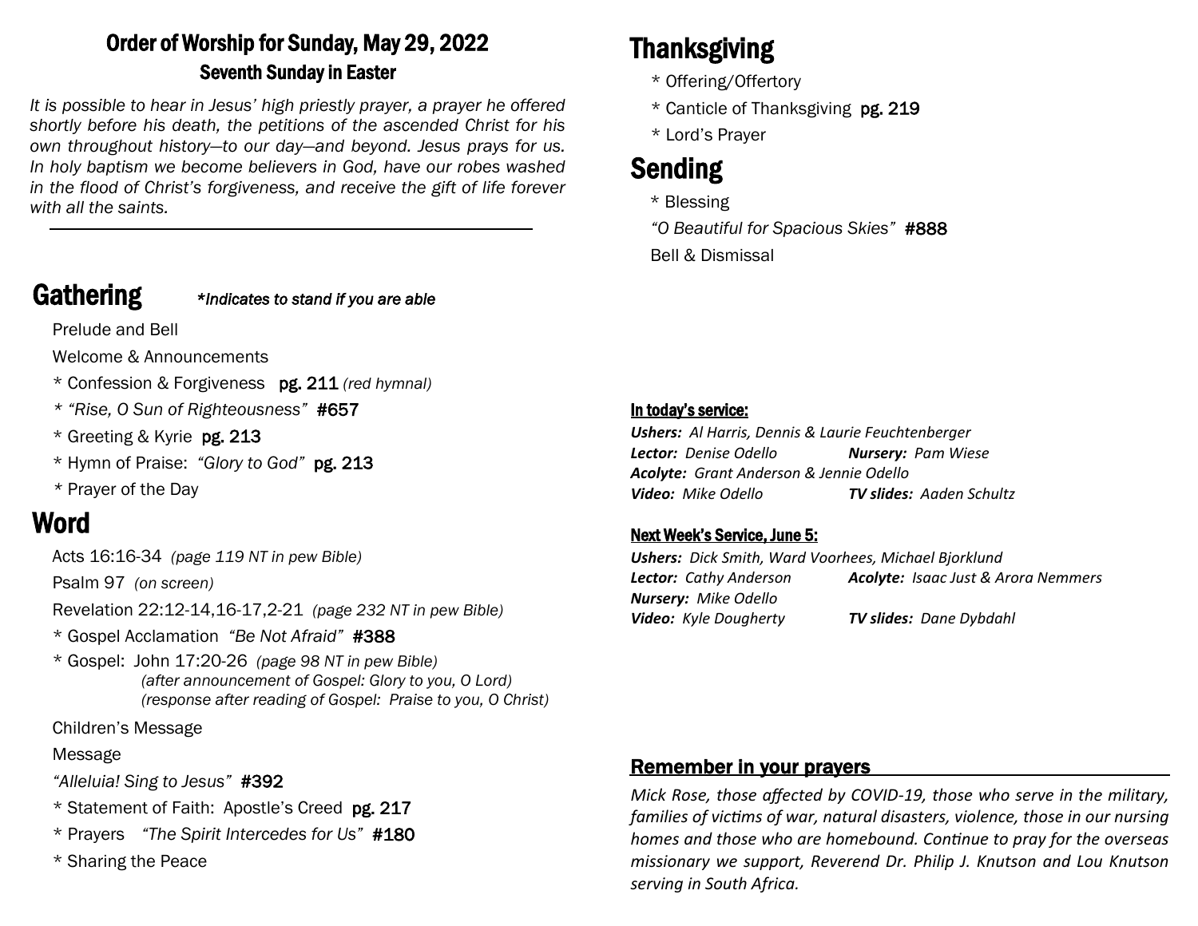# Order of Worship for Sunday, May 29, 2022

## Seventh Sunday in Easter

*It is possible to hear in Jesus' high priestly prayer, a prayer he offered shortly before his death, the petitions of the ascended Christ for his own throughout history—to our day—and beyond. Jesus prays for us. In holy baptism we become believers in God, have our robes washed in the flood of Christ's forgiveness, and receive the gift of life forever with all the saints.*

---

## Gathering

*\*Indicates to stand if you are able*

Prelude and Bell

Welcome & Announcements

\* Confession & Forgiveness **pg. 211** *(red hymnal)*

\* *"Rise, O Sun of Righteousness"* **#657**

\* Greeting & Kyrie **pg. 213**

\* Hymn of Praise: *"Glory to God"* **pg. 213**

\* Prayer of the Day

## Word

Acts 16:16-34 *(page 119 NT in pew Bible)*

Psalm 97 *(on screen)*

Revelation 22:12-14,16-17,2-21 *(page 232 NT in pew Bible)*

\* Gospel Acclamation *"Be Not Afraid"* **#388**

\* Gospel: John 17:20-26 *(page 98 NT in pew Bible)*
*(after announcement of Gospel: Glory to you, O Lord)*
*(response after reading of Gospel: Praise to you, O Christ)*

Children's Message

Message

*"Alleluia! Sing to Jesus"* **#392**

\* Statement of Faith: Apostle's Creed **pg. 217**

\* Prayers *"The Spirit Intercedes for Us"* **#180**

\* Sharing the Peace

## Thanksgiving

\* Offering/Offertory

\* Canticle of Thanksgiving **pg. 219**

\* Lord's Prayer

## Sending

\* Blessing

*"O Beautiful for Spacious Skies"* **#888**

Bell & Dismissal

### In today's service:

***Ushers:*** *Al Harris, Dennis & Laurie Feuchtenberger*
***Lector:*** *Denise Odello* ***Nursery:*** *Pam Wiese*
***Acolyte:*** *Grant Anderson & Jennie Odello*
***Video:*** *Mike Odello* ***TV slides:*** *Aaden Schultz*

### Next Week's Service, June 5:

***Ushers:*** *Dick Smith, Ward Voorhees, Michael Bjorklund*
***Lector:*** *Cathy Anderson* ***Acolyte:*** *Isaac Just & Arora Nemmers*
***Nursery:*** *Mike Odello*
***Video:*** *Kyle Dougherty* ***TV slides:*** *Dane Dybdahl*

### Remember in your prayers

*Mick Rose, those affected by COVID-19, those who serve in the military, families of victims of war, natural disasters, violence, those in our nursing homes and those who are homebound. Continue to pray for the overseas missionary we support, Reverend Dr. Philip J. Knutson and Lou Knutson serving in South Africa.*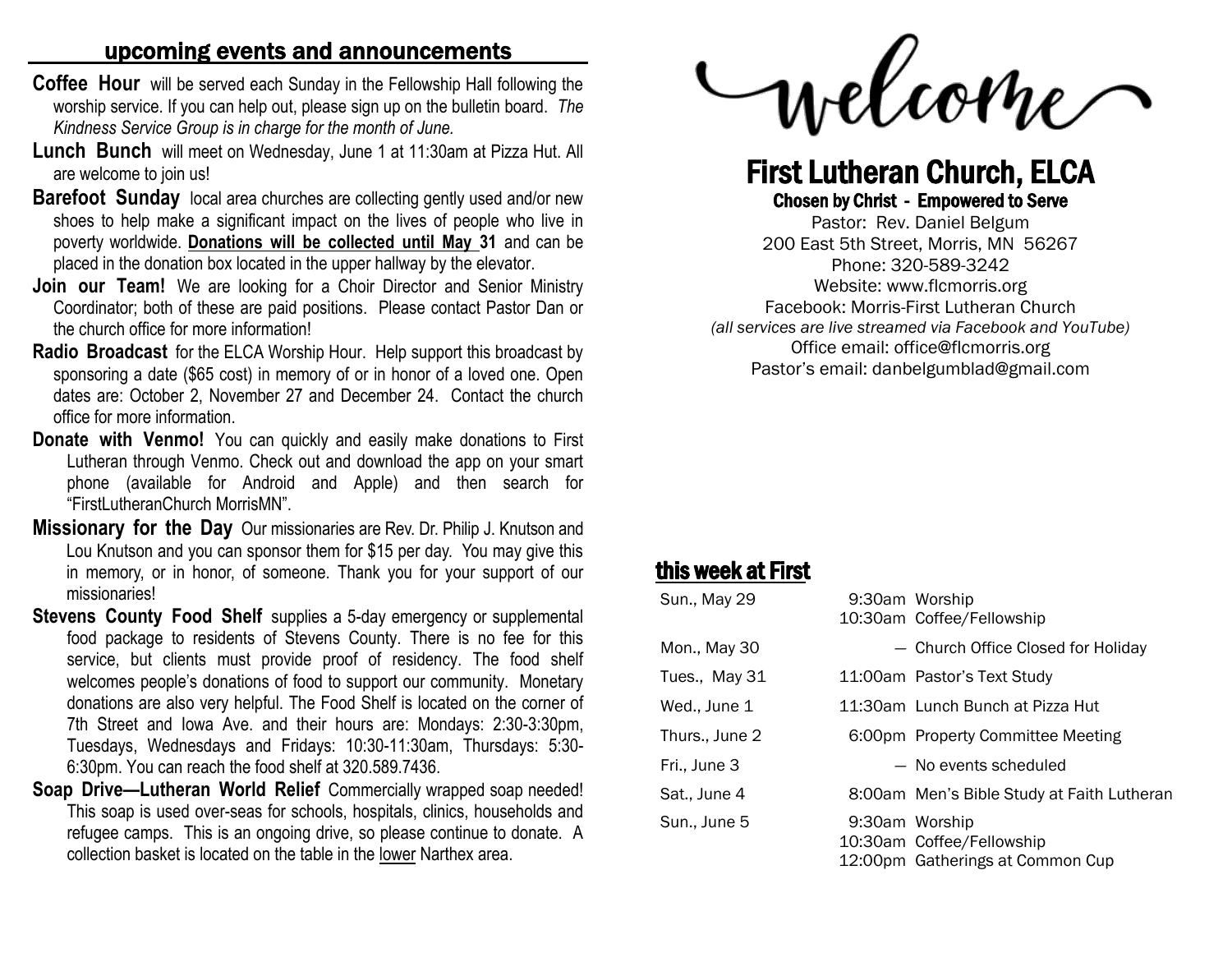## upcoming events and announcements

**Coffee Hour** will be served each Sunday in the Fellowship Hall following the worship service. If you can help out, please sign up on the bulletin board. *The Kindness Service Group is in charge for the month of June.*

**Lunch Bunch** will meet on Wednesday, June 1 at 11:30am at Pizza Hut. All are welcome to join us!

**Barefoot Sunday** local area churches are collecting gently used and/or new shoes to help make a significant impact on the lives of people who live in poverty worldwide. **Donations will be collected until May 31** and can be placed in the donation box located in the upper hallway by the elevator.

**Join our Team!** We are looking for a Choir Director and Senior Ministry Coordinator; both of these are paid positions. Please contact Pastor Dan or the church office for more information!

**Radio Broadcast** for the ELCA Worship Hour. Help support this broadcast by sponsoring a date ($65 cost) in memory of or in honor of a loved one. Open dates are: October 2, November 27 and December 24. Contact the church office for more information.

**Donate with Venmo!** You can quickly and easily make donations to First Lutheran through Venmo. Check out and download the app on your smart phone (available for Android and Apple) and then search for "FirstLutheranChurch MorrisMN".

**Missionary for the Day** Our missionaries are Rev. Dr. Philip J. Knutson and Lou Knutson and you can sponsor them for $15 per day. You may give this in memory, or in honor, of someone. Thank you for your support of our missionaries!

**Stevens County Food Shelf** supplies a 5-day emergency or supplemental food package to residents of Stevens County. There is no fee for this service, but clients must provide proof of residency. The food shelf welcomes people's donations of food to support our community. Monetary donations are also very helpful. The Food Shelf is located on the corner of 7th Street and Iowa Ave. and their hours are: Mondays: 2:30-3:30pm, Tuesdays, Wednesdays and Fridays: 10:30-11:30am, Thursdays: 5:30-6:30pm. You can reach the food shelf at 320.589.7436.

**Soap Drive—Lutheran World Relief** Commercially wrapped soap needed! This soap is used over-seas for schools, hospitals, clinics, households and refugee camps. This is an ongoing drive, so please continue to donate. A collection basket is located on the table in the lower Narthex area.

# welcome

## First Lutheran Church, ELCA

**Chosen by Christ - Empowered to Serve**

Pastor: Rev. Daniel Belgum
200 East 5th Street, Morris, MN 56267
Phone: 320-589-3242
Website: www.flcmorris.org
Facebook: Morris-First Lutheran Church
*(all services are live streamed via Facebook and YouTube)*
Office email: office@flcmorris.org
Pastor's email: danbelgumblad@gmail.com

## this week at First

| | | |
|---|---|---|
| Sun., May 29 | 9:30am<br>10:30am | Worship<br>Coffee/Fellowship |
| Mon., May 30 | — | Church Office Closed for Holiday |
| Tues., May 31 | 11:00am | Pastor's Text Study |
| Wed., June 1 | 11:30am | Lunch Bunch at Pizza Hut |
| Thurs., June 2 | 6:00pm | Property Committee Meeting |
| Fri., June 3 | — | No events scheduled |
| Sat., June 4 | 8:00am | Men's Bible Study at Faith Lutheran |
| Sun., June 5 | 9:30am<br>10:30am<br>12:00pm | Worship<br>Coffee/Fellowship<br>Gatherings at Common Cup |